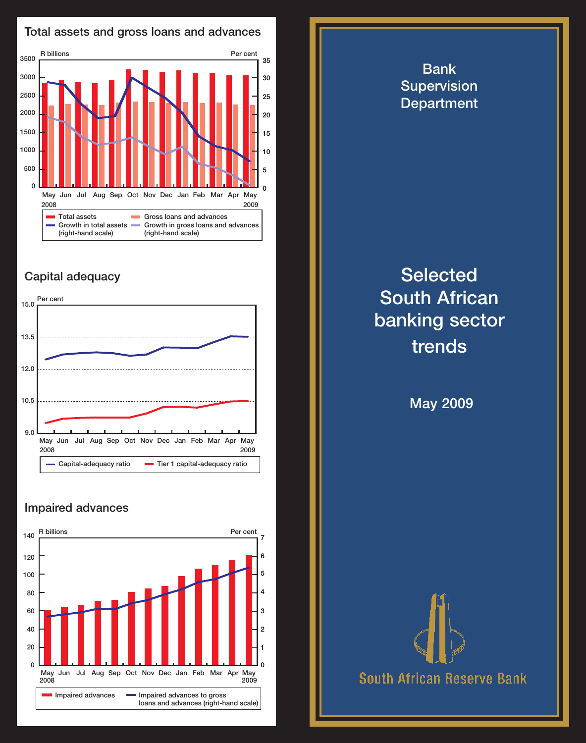## Total assets and gross loans and advances

R billions | Per cent

May 2008 – May 2009

- Total assets
- Gross loans and advances
- Growth in total assets (right-hand scale)
- Growth in gross loans and advances (right-hand scale)

## Capital adequacy

Per cent

May 2008 – May 2009

- Capital-adequacy ratio
- Tier 1 capital-adequacy ratio

## Impaired advances

R billions | Per cent

May 2008 – May 2009

- Impaired advances
- Impaired advances to gross loans and advances (right-hand scale)

# Bank Supervision Department

# Selected South African banking sector trends

May 2009

South African Reserve Bank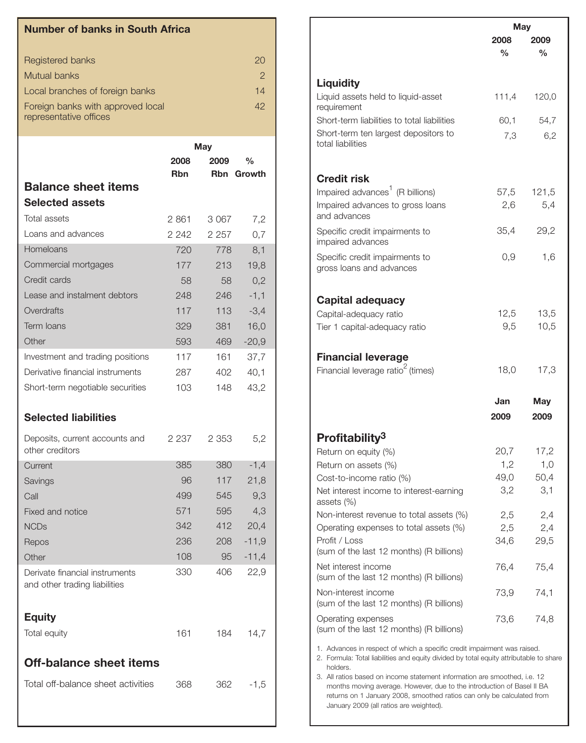## Number of banks in South Africa

| | |
|---|---|
| Registered banks | 20 |
| Mutual banks | 2 |
| Local branches of foreign banks | 14 |
| Foreign banks with approved local representative offices | 42 |

| | May | | |
|---|---|---|---|
| | 2008 Rbn | 2009 Rbn | % Growth |
| **Balance sheet items** | | | |
| **Selected assets** | | | |
| Total assets | 2 861 | 3 067 | 7,2 |
| Loans and advances | 2 242 | 2 257 | 0,7 |
| Homeloans | 720 | 778 | 8,1 |
| Commercial mortgages | 177 | 213 | 19,8 |
| Credit cards | 58 | 58 | 0,2 |
| Lease and instalment debtors | 248 | 246 | -1,1 |
| Overdrafts | 117 | 113 | -3,4 |
| Term loans | 329 | 381 | 16,0 |
| Other | 593 | 469 | -20,9 |
| Investment and trading positions | 117 | 161 | 37,7 |
| Derivative financial instruments | 287 | 402 | 40,1 |
| Short-term negotiable securities | 103 | 148 | 43,2 |
| **Selected liabilities** | | | |
| Deposits, current accounts and other creditors | 2 237 | 2 353 | 5,2 |
| Current | 385 | 380 | -1,4 |
| Savings | 96 | 117 | 21,8 |
| Call | 499 | 545 | 9,3 |
| Fixed and notice | 571 | 595 | 4,3 |
| NCDs | 342 | 412 | 20,4 |
| Repos | 236 | 208 | -11,9 |
| Other | 108 | 95 | -11,4 |
| Derivate financial instruments and other trading liabilities | 330 | 406 | 22,9 |
| **Equity** | | | |
| Total equity | 161 | 184 | 14,7 |
| **Off-balance sheet items** | | | |
| Total off-balance sheet activities | 368 | 362 | -1,5 |

| | May | |
|---|---|---|
| | 2008 % | 2009 % |
| **Liquidity** | | |
| Liquid assets held to liquid-asset requirement | 111,4 | 120,0 |
| Short-term liabilities to total liabilities | 60,1 | 54,7 |
| Short-term ten largest depositors to total liabilities | 7,3 | 6,2 |
| **Credit risk** | | |
| Impaired advances[1] (R billions) | 57,5 | 121,5 |
| Impaired advances to gross loans and advances | 2,6 | 5,4 |
| Specific credit impairments to impaired advances | 35,4 | 29,2 |
| Specific credit impairments to gross loans and advances | 0,9 | 1,6 |
| **Capital adequacy** | | |
| Capital-adequacy ratio | 12,5 | 13,5 |
| Tier 1 capital-adequacy ratio | 9,5 | 10,5 |
| **Financial leverage** | | |
| Financial leverage ratio[2] (times) | 18,0 | 17,3 |

| | Jan 2009 | May 2009 |
|---|---|---|
| **Profitability[3]** | | |
| Return on equity (%) | 20,7 | 17,2 |
| Return on assets (%) | 1,2 | 1,0 |
| Cost-to-income ratio (%) | 49,0 | 50,4 |
| Net interest income to interest-earning assets (%) | 3,2 | 3,1 |
| Non-interest revenue to total assets (%) | 2,5 | 2,4 |
| Operating expenses to total assets (%) | 2,5 | 2,4 |
| Profit / Loss (sum of the last 12 months) (R billions) | 34,6 | 29,5 |
| Net interest income (sum of the last 12 months) (R billions) | 76,4 | 75,4 |
| Non-interest income (sum of the last 12 months) (R billions) | 73,9 | 74,1 |
| Operating expenses (sum of the last 12 months) (R billions) | 73,6 | 74,8 |

1. Advances in respect of which a specific credit impairment was raised.
2. Formula: Total liabilities and equity divided by total equity attributable to share holders.
3. All ratios based on income statement information are smoothed, i.e. 12 months moving average. However, due to the introduction of Basel II BA returns on 1 January 2008, smoothed ratios can only be calculated from January 2009 (all ratios are weighted).